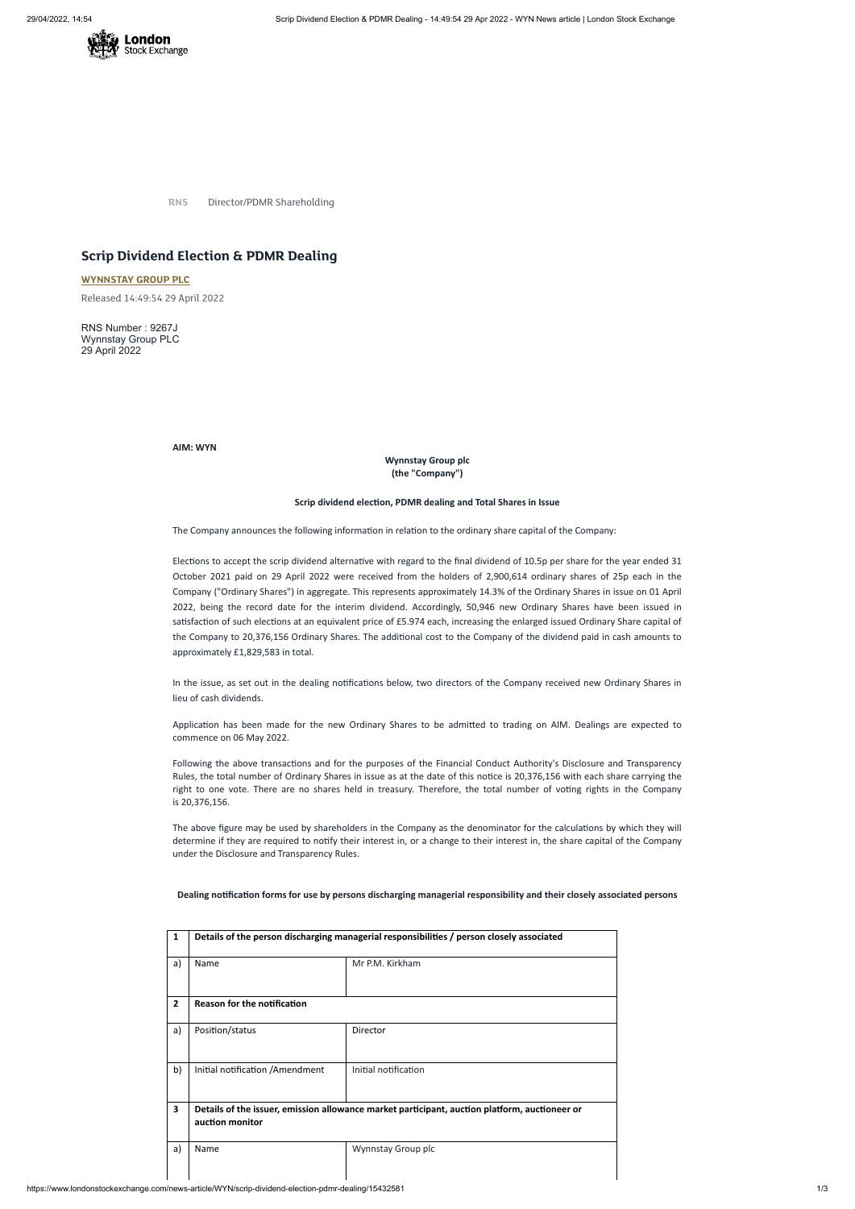RNS Director/PDMR Shareholding

# Scrip Dividend Election & PDMR Dealing

**WYNNSTAY GROUP PLC**

Released 14:49:54 29 April 2022

RNS Number : 9267J
Wynnstay Group PLC
29 April 2022

**AIM: WYN**

**Wynnstay Group plc**
**(the "Company")**

**Scrip dividend election, PDMR dealing and Total Shares in Issue**

The Company announces the following information in relation to the ordinary share capital of the Company:

Elections to accept the scrip dividend alternative with regard to the final dividend of 10.5p per share for the year ended 31 October 2021 paid on 29 April 2022 were received from the holders of 2,900,614 ordinary shares of 25p each in the Company ("Ordinary Shares") in aggregate. This represents approximately 14.3% of the Ordinary Shares in issue on 01 April 2022, being the record date for the interim dividend. Accordingly, 50,946 new Ordinary Shares have been issued in satisfaction of such elections at an equivalent price of £5.974 each, increasing the enlarged issued Ordinary Share capital of the Company to 20,376,156 Ordinary Shares. The additional cost to the Company of the dividend paid in cash amounts to approximately £1,829,583 in total.

In the issue, as set out in the dealing notifications below, two directors of the Company received new Ordinary Shares in lieu of cash dividends.

Application has been made for the new Ordinary Shares to be admitted to trading on AIM. Dealings are expected to commence on 06 May 2022.

Following the above transactions and for the purposes of the Financial Conduct Authority's Disclosure and Transparency Rules, the total number of Ordinary Shares in issue as at the date of this notice is 20,376,156 with each share carrying the right to one vote. There are no shares held in treasury. Therefore, the total number of voting rights in the Company is 20,376,156.

The above figure may be used by shareholders in the Company as the denominator for the calculations by which they will determine if they are required to notify their interest in, or a change to their interest in, the share capital of the Company under the Disclosure and Transparency Rules.

**Dealing notification forms for use by persons discharging managerial responsibility and their closely associated persons**

| **1** | **Details of the person discharging managerial responsibilities / person closely associated** | |
|---|---|---|
| a) | Name | Mr P.M. Kirkham |
| **2** | **Reason for the notification** | |
| a) | Position/status | Director |
| b) | Initial notification /Amendment | Initial notification |
| **3** | **Details of the issuer, emission allowance market participant, auction platform, auctioneer or auction monitor** | |
| a) | Name | Wynnstay Group plc |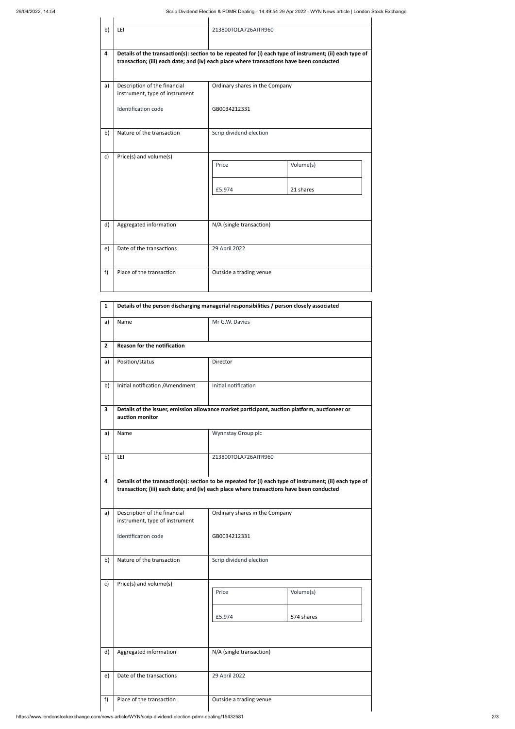| | | |
|---|---|---|
| b) | LEI | 213800TOLA726AITR960 |
| **4** | **Details of the transaction(s): section to be repeated for (i) each type of instrument; (ii) each type of transaction; (iii) each date; and (iv) each place where transactions have been conducted** | |
| a) | Description of the financial instrument, type of instrument<br><br>Identification code | Ordinary shares in the Company<br><br>GB0034212331 |
| b) | Nature of the transaction | Scrip dividend election |
| c) | Price(s) and volume(s) | Price: £5.974 / Volume(s): 21 shares |
| d) | Aggregated information | N/A (single transaction) |
| e) | Date of the transactions | 29 April 2022 |
| f) | Place of the transaction | Outside a trading venue |

| | | |
|---|---|---|
| **1** | **Details of the person discharging managerial responsibilities / person closely associated** | |
| a) | Name | Mr G.W. Davies |
| **2** | **Reason for the notification** | |
| a) | Position/status | Director |
| b) | Initial notification /Amendment | Initial notification |
| **3** | **Details of the issuer, emission allowance market participant, auction platform, auctioneer or auction monitor** | |
| a) | Name | Wynnstay Group plc |
| b) | LEI | 213800TOLA726AITR960 |
| **4** | **Details of the transaction(s): section to be repeated for (i) each type of instrument; (ii) each type of transaction; (iii) each date; and (iv) each place where transactions have been conducted** | |
| a) | Description of the financial instrument, type of instrument<br><br>Identification code | Ordinary shares in the Company<br><br>GB0034212331 |
| b) | Nature of the transaction | Scrip dividend election |
| c) | Price(s) and volume(s) | Price: £5.974 / Volume(s): 574 shares |
| d) | Aggregated information | N/A (single transaction) |
| e) | Date of the transactions | 29 April 2022 |
| f) | Place of the transaction | Outside a trading venue |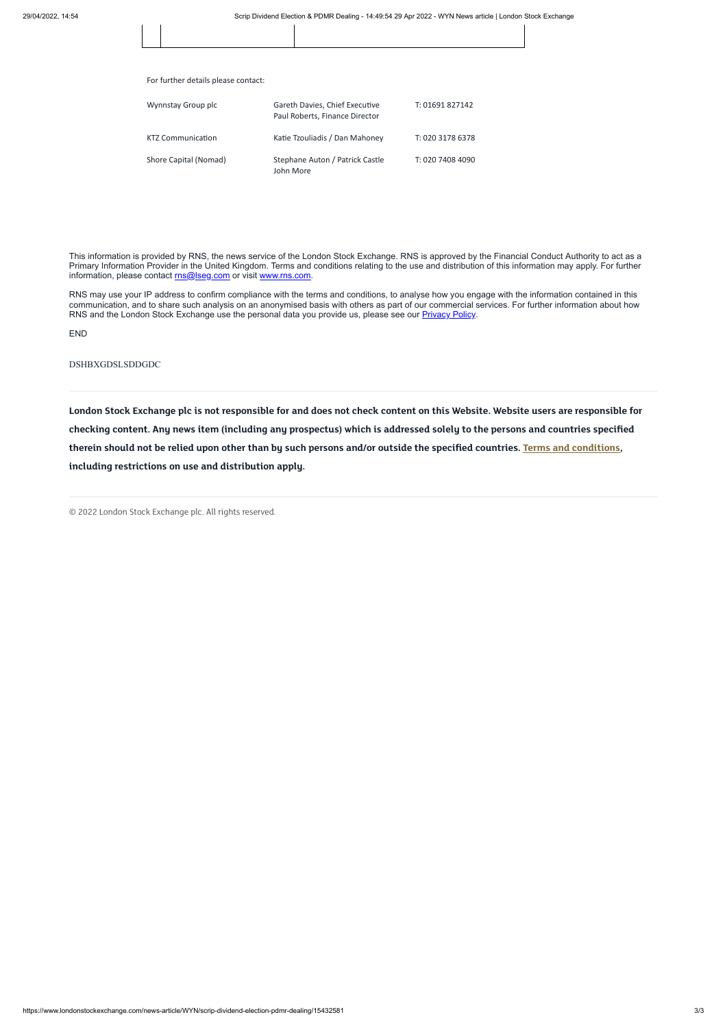For further details please contact:

| | | |
|---|---|---|
| Wynnstay Group plc | Gareth Davies, Chief Executive<br>Paul Roberts, Finance Director | T: 01691 827142 |
| KTZ Communication | Katie Tzouliadis / Dan Mahoney | T: 020 3178 6378 |
| Shore Capital (Nomad) | Stephane Auton / Patrick Castle<br>John More | T: 020 7408 4090 |

This information is provided by RNS, the news service of the London Stock Exchange. RNS is approved by the Financial Conduct Authority to act as a Primary Information Provider in the United Kingdom. Terms and conditions relating to the use and distribution of this information may apply. For further information, please contact rns@lseg.com or visit www.rns.com.

RNS may use your IP address to confirm compliance with the terms and conditions, to analyse how you engage with the information contained in this communication, and to share such analysis on an anonymised basis with others as part of our commercial services. For further information about how RNS and the London Stock Exchange use the personal data you provide us, please see our Privacy Policy.

END

DSHBXGDSLSDDGDC

**London Stock Exchange plc is not responsible for and does not check content on this Website. Website users are responsible for checking content. Any news item (including any prospectus) which is addressed solely to the persons and countries specified therein should not be relied upon other than by such persons and/or outside the specified countries. Terms and conditions, including restrictions on use and distribution apply.**

© 2022 London Stock Exchange plc. All rights reserved.